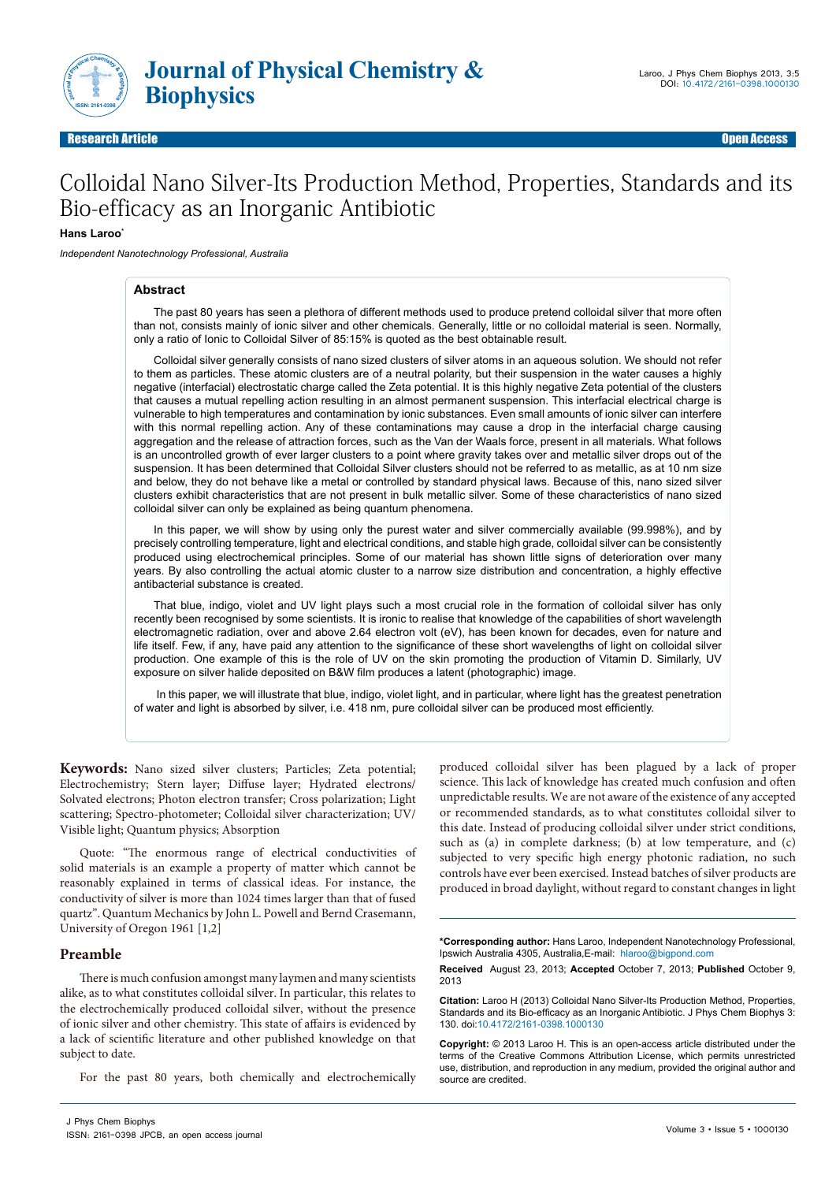# Colloidal Nano Silver-Its Production Method, Properties, Standards and its Bio-efficacy as an Inorganic Antibiotic

**Hans Laroo***

*Independent Nanotechnology Professional, Australia*

## Abstract

The past 80 years has seen a plethora of different methods used to produce pretend colloidal silver that more often than not, consists mainly of ionic silver and other chemicals. Generally, little or no colloidal material is seen. Normally, only a ratio of Ionic to Colloidal Silver of 85:15% is quoted as the best obtainable result.

Colloidal silver generally consists of nano sized clusters of silver atoms in an aqueous solution. We should not refer to them as particles. These atomic clusters are of a neutral polarity, but their suspension in the water causes a highly negative (interfacial) electrostatic charge called the Zeta potential. It is this highly negative Zeta potential of the clusters that causes a mutual repelling action resulting in an almost permanent suspension. This interfacial electrical charge is vulnerable to high temperatures and contamination by ionic substances. Even small amounts of ionic silver can interfere with this normal repelling action. Any of these contaminations may cause a drop in the interfacial charge causing aggregation and the release of attraction forces, such as the Van der Waals force, present in all materials. What follows is an uncontrolled growth of ever larger clusters to a point where gravity takes over and metallic silver drops out of the suspension. It has been determined that Colloidal Silver clusters should not be referred to as metallic, as at 10 nm size and below, they do not behave like a metal or controlled by standard physical laws. Because of this, nano sized silver clusters exhibit characteristics that are not present in bulk metallic silver. Some of these characteristics of nano sized colloidal silver can only be explained as being quantum phenomena.

In this paper, we will show by using only the purest water and silver commercially available (99.998%), and by precisely controlling temperature, light and electrical conditions, and stable high grade, colloidal silver can be consistently produced using electrochemical principles. Some of our material has shown little signs of deterioration over many years. By also controlling the actual atomic cluster to a narrow size distribution and concentration, a highly effective antibacterial substance is created.

That blue, indigo, violet and UV light plays such a most crucial role in the formation of colloidal silver has only recently been recognised by some scientists. It is ironic to realise that knowledge of the capabilities of short wavelength electromagnetic radiation, over and above 2.64 electron volt (eV), has been known for decades, even for nature and life itself. Few, if any, have paid any attention to the significance of these short wavelengths of light on colloidal silver production. One example of this is the role of UV on the skin promoting the production of Vitamin D. Similarly, UV exposure on silver halide deposited on B&W film produces a latent (photographic) image.

In this paper, we will illustrate that blue, indigo, violet light, and in particular, where light has the greatest penetration of water and light is absorbed by silver, i.e. 418 nm, pure colloidal silver can be produced most efficiently.

**Keywords:** Nano sized silver clusters; Particles; Zeta potential; Electrochemistry; Stern layer; Diffuse layer; Hydrated electrons/ Solvated electrons; Photon electron transfer; Cross polarization; Light scattering; Spectro-photometer; Colloidal silver characterization; UV/ Visible light; Quantum physics; Absorption

Quote: "The enormous range of electrical conductivities of solid materials is an example a property of matter which cannot be reasonably explained in terms of classical ideas. For instance, the conductivity of silver is more than 1024 times larger than that of fused quartz". Quantum Mechanics by John L. Powell and Bernd Crasemann, University of Oregon 1961 [1,2]

## Preamble

There is much confusion amongst many laymen and many scientists alike, as to what constitutes colloidal silver. In particular, this relates to the electrochemically produced colloidal silver, without the presence of ionic silver and other chemistry. This state of affairs is evidenced by a lack of scientific literature and other published knowledge on that subject to date.

For the past 80 years, both chemically and electrochemically produced colloidal silver has been plagued by a lack of proper science. This lack of knowledge has created much confusion and often unpredictable results. We are not aware of the existence of any accepted or recommended standards, as to what constitutes colloidal silver to this date. Instead of producing colloidal silver under strict conditions, such as (a) in complete darkness; (b) at low temperature, and (c) subjected to very specific high energy photonic radiation, no such controls have ever been exercised. Instead batches of silver products are produced in broad daylight, without regard to constant changes in light

**\*Corresponding author:** Hans Laroo, Independent Nanotechnology Professional, Ipswich Australia 4305, Australia, E-mail: hlaroo@bigpond.com

**Received** August 23, 2013; **Accepted** October 7, 2013; **Published** October 9, 2013

**Citation:** Laroo H (2013) Colloidal Nano Silver-Its Production Method, Properties, Standards and its Bio-efficacy as an Inorganic Antibiotic. J Phys Chem Biophys 3: 130. doi:10.4172/2161-0398.1000130

**Copyright:** © 2013 Laroo H. This is an open-access article distributed under the terms of the Creative Commons Attribution License, which permits unrestricted use, distribution, and reproduction in any medium, provided the original author and source are credited.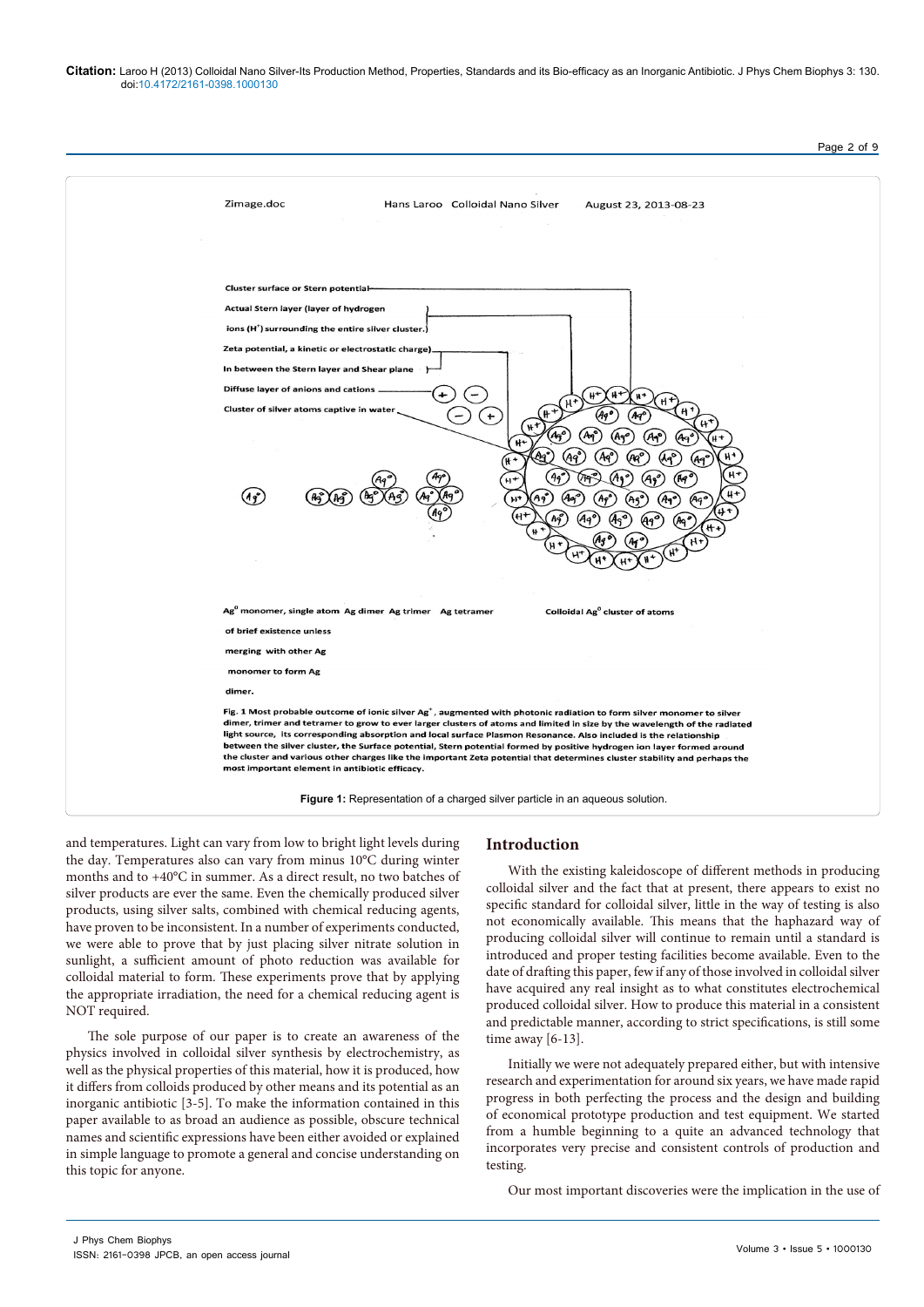Zimage.doc Hans Laroo Colloidal Nano Silver August 23, 2013-08-23

Cluster surface or Stern potential

Actual Stern layer (layer of hydrogen ions ($H^+$) surrounding the entire silver cluster.)

Zeta potential, a kinetic or electrostatic charge)

In between the Stern layer and Shear plane

Diffuse layer of anions and cations

Cluster of silver atoms captive in water

$Ag^0$ monomer, single atom of brief existence unless merging with other Ag monomer to form Ag dimer. Ag dimer Ag trimer Ag tetramer Colloidal $Ag^0$ cluster of atoms

Fig. 1 Most probable outcome of ionic silver $Ag^+$, augmented with photonic radiation to form silver monomer to silver dimer, trimer and tetramer to grow to ever larger clusters of atoms and limited in size by the wavelength of the radiated light source, its corresponding absorption and local surface Plasmon Resonance. Also included is the relationship between the silver cluster, the Surface potential, Stern potential formed by positive hydrogen ion layer formed around the cluster and various other charges like the important Zeta potential that determines cluster stability and perhaps the most important element in antibiotic efficacy.

**Figure 1:** Representation of a charged silver particle in an aqueous solution.

and temperatures. Light can vary from low to bright light levels during the day. Temperatures also can vary from minus 10°C during winter months and to +40°C in summer. As a direct result, no two batches of silver products are ever the same. Even the chemically produced silver products, using silver salts, combined with chemical reducing agents, have proven to be inconsistent. In a number of experiments conducted, we were able to prove that by just placing silver nitrate solution in sunlight, a sufficient amount of photo reduction was available for colloidal material to form. These experiments prove that by applying the appropriate irradiation, the need for a chemical reducing agent is NOT required.

The sole purpose of our paper is to create an awareness of the physics involved in colloidal silver synthesis by electrochemistry, as well as the physical properties of this material, how it is produced, how it differs from colloids produced by other means and its potential as an inorganic antibiotic [3-5]. To make the information contained in this paper available to as broad an audience as possible, obscure technical names and scientific expressions have been either avoided or explained in simple language to promote a general and concise understanding on this topic for anyone.

## Introduction

With the existing kaleidoscope of different methods in producing colloidal silver and the fact that at present, there appears to exist no specific standard for colloidal silver, little in the way of testing is also not economically available. This means that the haphazard way of producing colloidal silver will continue to remain until a standard is introduced and proper testing facilities become available. Even to the date of drafting this paper, few if any of those involved in colloidal silver have acquired any real insight as to what constitutes electrochemical produced colloidal silver. How to produce this material in a consistent and predictable manner, according to strict specifications, is still some time away [6-13].

Initially we were not adequately prepared either, but with intensive research and experimentation for around six years, we have made rapid progress in both perfecting the process and the design and building of economical prototype production and test equipment. We started from a humble beginning to a quite an advanced technology that incorporates very precise and consistent controls of production and testing.

Our most important discoveries were the implication in the use of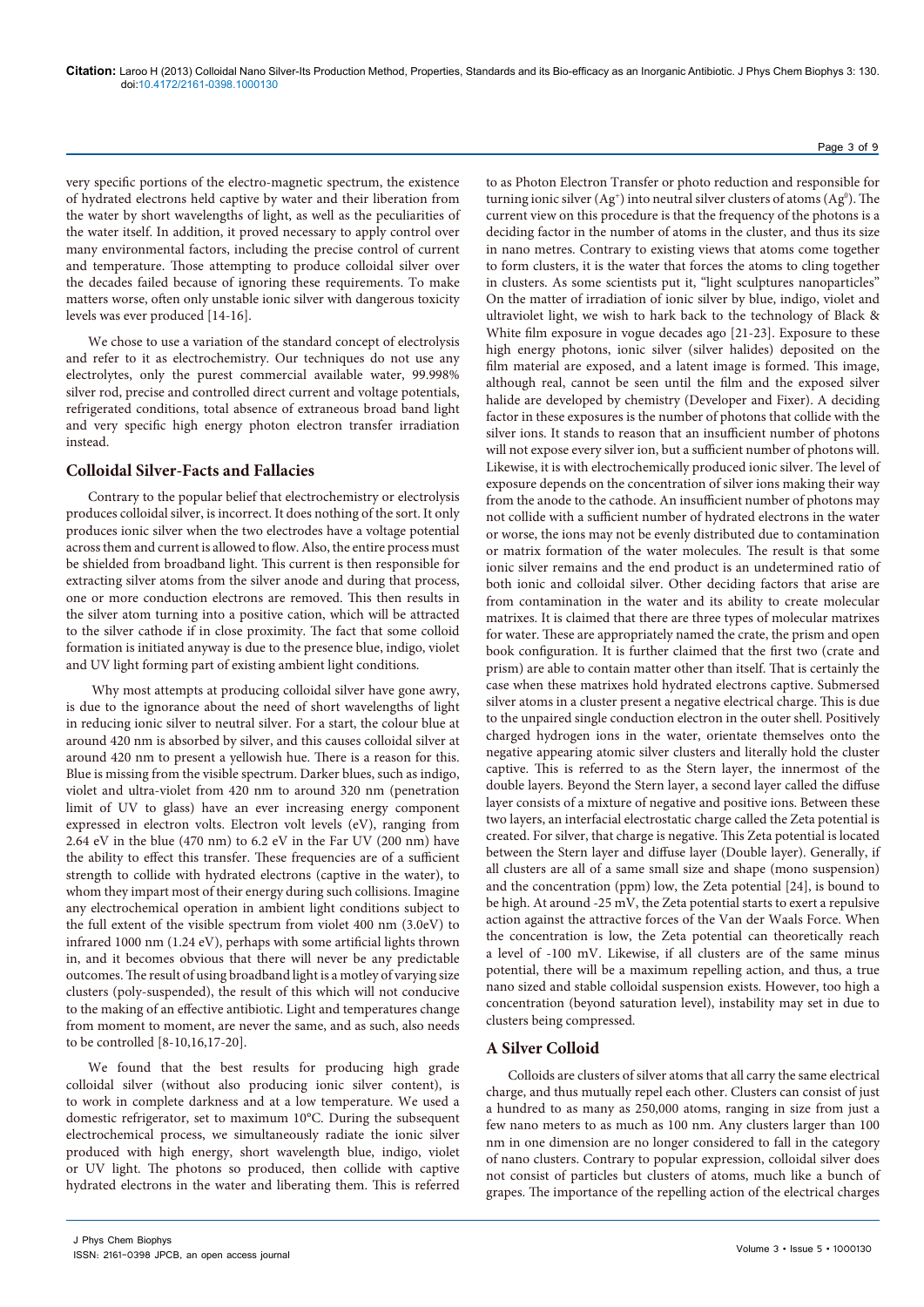very specific portions of the electro-magnetic spectrum, the existence of hydrated electrons held captive by water and their liberation from the water by short wavelengths of light, as well as the peculiarities of the water itself. In addition, it proved necessary to apply control over many environmental factors, including the precise control of current and temperature. Those attempting to produce colloidal silver over the decades failed because of ignoring these requirements. To make matters worse, often only unstable ionic silver with dangerous toxicity levels was ever produced [14-16].

We chose to use a variation of the standard concept of electrolysis and refer to it as electrochemistry. Our techniques do not use any electrolytes, only the purest commercial available water, 99.998% silver rod, precise and controlled direct current and voltage potentials, refrigerated conditions, total absence of extraneous broad band light and very specific high energy photon electron transfer irradiation instead.

## Colloidal Silver-Facts and Fallacies

Contrary to the popular belief that electrochemistry or electrolysis produces colloidal silver, is incorrect. It does nothing of the sort. It only produces ionic silver when the two electrodes have a voltage potential across them and current is allowed to flow. Also, the entire process must be shielded from broadband light. This current is then responsible for extracting silver atoms from the silver anode and during that process, one or more conduction electrons are removed. This then results in the silver atom turning into a positive cation, which will be attracted to the silver cathode if in close proximity. The fact that some colloid formation is initiated anyway is due to the presence blue, indigo, violet and UV light forming part of existing ambient light conditions.

Why most attempts at producing colloidal silver have gone awry, is due to the ignorance about the need of short wavelengths of light in reducing ionic silver to neutral silver. For a start, the colour blue at around 420 nm is absorbed by silver, and this causes colloidal silver at around 420 nm to present a yellowish hue. There is a reason for this. Blue is missing from the visible spectrum. Darker blues, such as indigo, violet and ultra-violet from 420 nm to around 320 nm (penetration limit of UV to glass) have an ever increasing energy component expressed in electron volts. Electron volt levels (eV), ranging from 2.64 eV in the blue (470 nm) to 6.2 eV in the Far UV (200 nm) have the ability to effect this transfer. These frequencies are of a sufficient strength to collide with hydrated electrons (captive in the water), to whom they impart most of their energy during such collisions. Imagine any electrochemical operation in ambient light conditions subject to the full extent of the visible spectrum from violet 400 nm (3.0eV) to infrared 1000 nm (1.24 eV), perhaps with some artificial lights thrown in, and it becomes obvious that there will never be any predictable outcomes. The result of using broadband light is a motley of varying size clusters (poly-suspended), the result of this which will not conducive to the making of an effective antibiotic. Light and temperatures change from moment to moment, are never the same, and as such, also needs to be controlled [8-10,16,17-20].

We found that the best results for producing high grade colloidal silver (without also producing ionic silver content), is to work in complete darkness and at a low temperature. We used a domestic refrigerator, set to maximum 10°C. During the subsequent electrochemical process, we simultaneously radiate the ionic silver produced with high energy, short wavelength blue, indigo, violet or UV light. The photons so produced, then collide with captive hydrated electrons in the water and liberating them. This is referred to as Photon Electron Transfer or photo reduction and responsible for turning ionic silver ($Ag^{+}$) into neutral silver clusters of atoms ($Ag^{0}$). The current view on this procedure is that the frequency of the photons is a deciding factor in the number of atoms in the cluster, and thus its size in nano metres. Contrary to existing views that atoms come together to form clusters, it is the water that forces the atoms to cling together in clusters. As some scientists put it, "light sculptures nanoparticles" On the matter of irradiation of ionic silver by blue, indigo, violet and ultraviolet light, we wish to hark back to the technology of Black & White film exposure in vogue decades ago [21-23]. Exposure to these high energy photons, ionic silver (silver halides) deposited on the film material are exposed, and a latent image is formed. This image, although real, cannot be seen until the film and the exposed silver halide are developed by chemistry (Developer and Fixer). A deciding factor in these exposures is the number of photons that collide with the silver ions. It stands to reason that an insufficient number of photons will not expose every silver ion, but a sufficient number of photons will. Likewise, it is with electrochemically produced ionic silver. The level of exposure depends on the concentration of silver ions making their way from the anode to the cathode. An insufficient number of photons may not collide with a sufficient number of hydrated electrons in the water or worse, the ions may not be evenly distributed due to contamination or matrix formation of the water molecules. The result is that some ionic silver remains and the end product is an undetermined ratio of both ionic and colloidal silver. Other deciding factors that arise are from contamination in the water and its ability to create molecular matrixes. It is claimed that there are three types of molecular matrixes for water. These are appropriately named the crate, the prism and open book configuration. It is further claimed that the first two (crate and prism) are able to contain matter other than itself. That is certainly the case when these matrixes hold hydrated electrons captive. Submersed silver atoms in a cluster present a negative electrical charge. This is due to the unpaired single conduction electron in the outer shell. Positively charged hydrogen ions in the water, orientate themselves onto the negative appearing atomic silver clusters and literally hold the cluster captive. This is referred to as the Stern layer, the innermost of the double layers. Beyond the Stern layer, a second layer called the diffuse layer consists of a mixture of negative and positive ions. Between these two layers, an interfacial electrostatic charge called the Zeta potential is created. For silver, that charge is negative. This Zeta potential is located between the Stern layer and diffuse layer (Double layer). Generally, if all clusters are all of a same small size and shape (mono suspension) and the concentration (ppm) low, the Zeta potential [24], is bound to be high. At around -25 mV, the Zeta potential starts to exert a repulsive action against the attractive forces of the Van der Waals Force. When the concentration is low, the Zeta potential can theoretically reach a level of -100 mV. Likewise, if all clusters are of the same minus potential, there will be a maximum repelling action, and thus, a true nano sized and stable colloidal suspension exists. However, too high a concentration (beyond saturation level), instability may set in due to clusters being compressed.

## A Silver Colloid

Colloids are clusters of silver atoms that all carry the same electrical charge, and thus mutually repel each other. Clusters can consist of just a hundred to as many as 250,000 atoms, ranging in size from just a few nano meters to as much as 100 nm. Any clusters larger than 100 nm in one dimension are no longer considered to fall in the category of nano clusters. Contrary to popular expression, colloidal silver does not consist of particles but clusters of atoms, much like a bunch of grapes. The importance of the repelling action of the electrical charges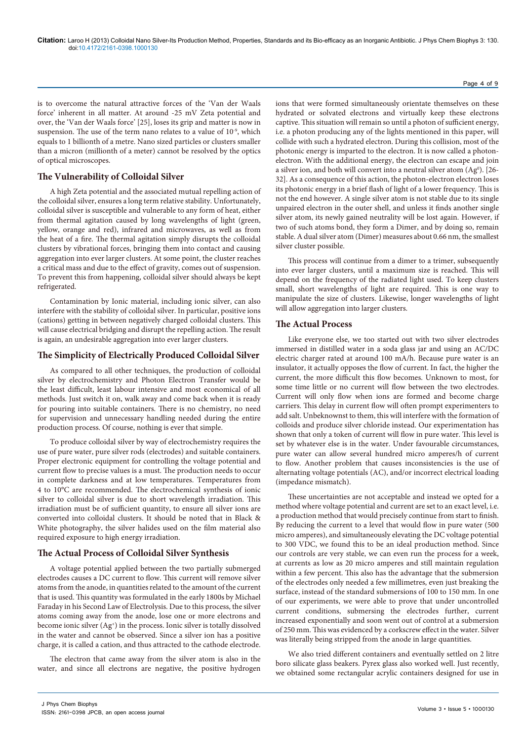is to overcome the natural attractive forces of the 'Van der Waals force' inherent in all matter. At around -25 mV Zeta potential and over, the 'Van der Waals force' [25], loses its grip and matter is now in suspension. The use of the term nano relates to a value of $10^{-9}$, which equals to 1 billionth of a metre. Nano sized particles or clusters smaller than a micron (millionth of a meter) cannot be resolved by the optics of optical microscopes.

## The Vulnerability of Colloidal Silver

A high Zeta potential and the associated mutual repelling action of the colloidal silver, ensures a long term relative stability. Unfortunately, colloidal silver is susceptible and vulnerable to any form of heat, either from thermal agitation caused by long wavelengths of light (green, yellow, orange and red), infrared and microwaves, as well as from the heat of a fire. The thermal agitation simply disrupts the colloidal clusters by vibrational forces, bringing them into contact and causing aggregation into ever larger clusters. At some point, the cluster reaches a critical mass and due to the effect of gravity, comes out of suspension. To prevent this from happening, colloidal silver should always be kept refrigerated.

Contamination by Ionic material, including ionic silver, can also interfere with the stability of colloidal silver. In particular, positive ions (cations) getting in between negatively charged colloidal clusters. This will cause electrical bridging and disrupt the repelling action. The result is again, an undesirable aggregation into ever larger clusters.

## The Simplicity of Electrically Produced Colloidal Silver

As compared to all other techniques, the production of colloidal silver by electrochemistry and Photon Electron Transfer would be the least difficult, least labour intensive and most economical of all methods. Just switch it on, walk away and come back when it is ready for pouring into suitable containers. There is no chemistry, no need for supervision and unnecessary handling needed during the entire production process. Of course, nothing is ever that simple.

To produce colloidal silver by way of electrochemistry requires the use of pure water, pure silver rods (electrodes) and suitable containers. Proper electronic equipment for controlling the voltage potential and current flow to precise values is a must. The production needs to occur in complete darkness and at low temperatures. Temperatures from 4 to 10°C are recommended. The electrochemical synthesis of ionic silver to colloidal silver is due to short wavelength irradiation. This irradiation must be of sufficient quantity, to ensure all silver ions are converted into colloidal clusters. It should be noted that in Black & White photography, the silver halides used on the film material also required exposure to high energy irradiation.

## The Actual Process of Colloidal Silver Synthesis

A voltage potential applied between the two partially submerged electrodes causes a DC current to flow. This current will remove silver atoms from the anode, in quantities related to the amount of the current that is used. This quantity was formulated in the early 1800s by Michael Faraday in his Second Law of Electrolysis. Due to this process, the silver atoms coming away from the anode, lose one or more electrons and become ionic silver ($Ag^{+}$) in the process. Ionic silver is totally dissolved in the water and cannot be observed. Since a silver ion has a positive charge, it is called a cation, and thus attracted to the cathode electrode.

The electron that came away from the silver atom is also in the water, and since all electrons are negative, the positive hydrogen ions that were formed simultaneously orientate themselves on these hydrated or solvated electrons and virtually keep these electrons captive. This situation will remain so until a photon of sufficient energy, i.e. a photon producing any of the lights mentioned in this paper, will collide with such a hydrated electron. During this collision, most of the photonic energy is imparted to the electron. It is now called a photon-electron. With the additional energy, the electron can escape and join a silver ion, and both will convert into a neutral silver atom ($Ag^{0}$). [26-32]. As a consequence of this action, the photon-electron electron loses its photonic energy in a brief flash of light of a lower frequency. This is not the end however. A single silver atom is not stable due to its single unpaired electron in the outer shell, and unless it finds another single silver atom, its newly gained neutrality will be lost again. However, if two of such atoms bond, they form a Dimer, and by doing so, remain stable. A dual silver atom (Dimer) measures about 0.66 nm, the smallest silver cluster possible.

This process will continue from a dimer to a trimer, subsequently into ever larger clusters, until a maximum size is reached. This will depend on the frequency of the radiated light used. To keep clusters small, short wavelengths of light are required. This is one way to manipulate the size of clusters. Likewise, longer wavelengths of light will allow aggregation into larger clusters.

## The Actual Process

Like everyone else, we too started out with two silver electrodes immersed in distilled water in a soda glass jar and using an AC/DC electric charger rated at around 100 mA/h. Because pure water is an insulator, it actually opposes the flow of current. In fact, the higher the current, the more difficult this flow becomes. Unknown to most, for some time little or no current will flow between the two electrodes. Current will only flow when ions are formed and become charge carriers. This delay in current flow will often prompt experimenters to add salt. Unbeknownst to them, this will interfere with the formation of colloids and produce silver chloride instead. Our experimentation has shown that only a token of current will flow in pure water. This level is set by whatever else is in the water. Under favourable circumstances, pure water can allow several hundred micro amperes/h of current to flow. Another problem that causes inconsistencies is the use of alternating voltage potentials (AC), and/or incorrect electrical loading (impedance mismatch).

These uncertainties are not acceptable and instead we opted for a method where voltage potential and current are set to an exact level, i.e. a production method that would precisely continue from start to finish. By reducing the current to a level that would flow in pure water (500 micro amperes), and simultaneously elevating the DC voltage potential to 300 VDC, we found this to be an ideal production method. Since our controls are very stable, we can even run the process for a week, at currents as low as 20 micro amperes and still maintain regulation within a few percent. This also has the advantage that the submersion of the electrodes only needed a few millimetres, even just breaking the surface, instead of the standard submersions of 100 to 150 mm. In one of our experiments, we were able to prove that under uncontrolled current conditions, submersing the electrodes further, current increased exponentially and soon went out of control at a submersion of 250 mm. This was evidenced by a corkscrew effect in the water. Silver was literally being stripped from the anode in large quantities.

We also tried different containers and eventually settled on 2 litre boro silicate glass beakers. Pyrex glass also worked well. Just recently, we obtained some rectangular acrylic containers designed for use in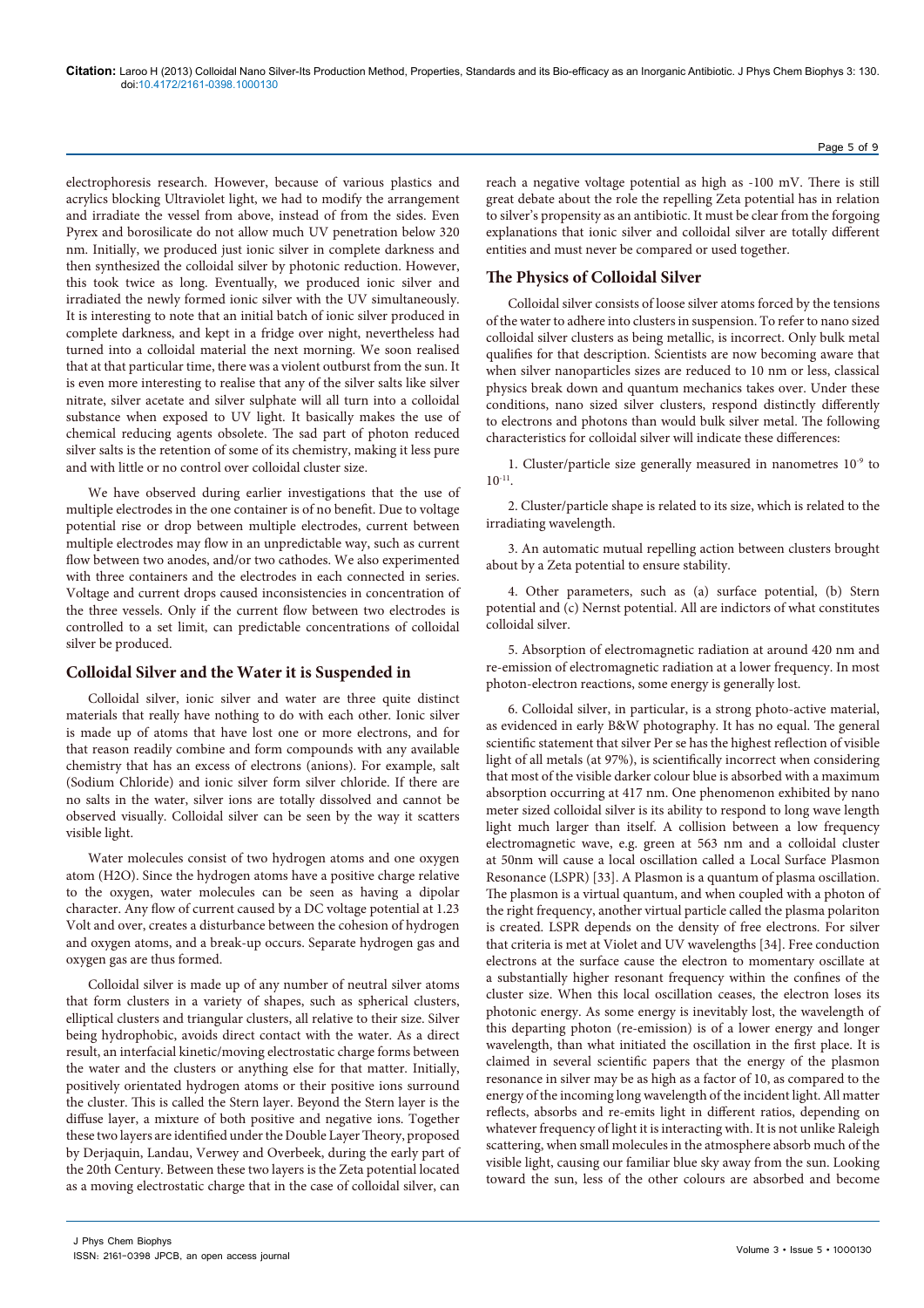electrophoresis research. However, because of various plastics and acrylics blocking Ultraviolet light, we had to modify the arrangement and irradiate the vessel from above, instead of from the sides. Even Pyrex and borosilicate do not allow much UV penetration below 320 nm. Initially, we produced just ionic silver in complete darkness and then synthesized the colloidal silver by photonic reduction. However, this took twice as long. Eventually, we produced ionic silver and irradiated the newly formed ionic silver with the UV simultaneously. It is interesting to note that an initial batch of ionic silver produced in complete darkness, and kept in a fridge over night, nevertheless had turned into a colloidal material the next morning. We soon realised that at that particular time, there was a violent outburst from the sun. It is even more interesting to realise that any of the silver salts like silver nitrate, silver acetate and silver sulphate will all turn into a colloidal substance when exposed to UV light. It basically makes the use of chemical reducing agents obsolete. The sad part of photon reduced silver salts is the retention of some of its chemistry, making it less pure and with little or no control over colloidal cluster size.

We have observed during earlier investigations that the use of multiple electrodes in the one container is of no benefit. Due to voltage potential rise or drop between multiple electrodes, current between multiple electrodes may flow in an unpredictable way, such as current flow between two anodes, and/or two cathodes. We also experimented with three containers and the electrodes in each connected in series. Voltage and current drops caused inconsistencies in concentration of the three vessels. Only if the current flow between two electrodes is controlled to a set limit, can predictable concentrations of colloidal silver be produced.

## Colloidal Silver and the Water it is Suspended in

Colloidal silver, ionic silver and water are three quite distinct materials that really have nothing to do with each other. Ionic silver is made up of atoms that have lost one or more electrons, and for that reason readily combine and form compounds with any available chemistry that has an excess of electrons (anions). For example, salt (Sodium Chloride) and ionic silver form silver chloride. If there are no salts in the water, silver ions are totally dissolved and cannot be observed visually. Colloidal silver can be seen by the way it scatters visible light.

Water molecules consist of two hydrogen atoms and one oxygen atom ($H_2O$). Since the hydrogen atoms have a positive charge relative to the oxygen, water molecules can be seen as having a dipolar character. Any flow of current caused by a DC voltage potential at 1.23 Volt and over, creates a disturbance between the cohesion of hydrogen and oxygen atoms, and a break-up occurs. Separate hydrogen gas and oxygen gas are thus formed.

Colloidal silver is made up of any number of neutral silver atoms that form clusters in a variety of shapes, such as spherical clusters, elliptical clusters and triangular clusters, all relative to their size. Silver being hydrophobic, avoids direct contact with the water. As a direct result, an interfacial kinetic/moving electrostatic charge forms between the water and the clusters or anything else for that matter. Initially, positively orientated hydrogen atoms or their positive ions surround the cluster. This is called the Stern layer. Beyond the Stern layer is the diffuse layer, a mixture of both positive and negative ions. Together these two layers are identified under the Double Layer Theory, proposed by Derjaquin, Landau, Verwey and Overbeek, during the early part of the 20th Century. Between these two layers is the Zeta potential located as a moving electrostatic charge that in the case of colloidal silver, can reach a negative voltage potential as high as -100 mV. There is still great debate about the role the repelling Zeta potential has in relation to silver's propensity as an antibiotic. It must be clear from the forgoing explanations that ionic silver and colloidal silver are totally different entities and must never be compared or used together.

## The Physics of Colloidal Silver

Colloidal silver consists of loose silver atoms forced by the tensions of the water to adhere into clusters in suspension. To refer to nano sized colloidal silver clusters as being metallic, is incorrect. Only bulk metal qualifies for that description. Scientists are now becoming aware that when silver nanoparticles sizes are reduced to 10 nm or less, classical physics break down and quantum mechanics takes over. Under these conditions, nano sized silver clusters, respond distinctly differently to electrons and photons than would bulk silver metal. The following characteristics for colloidal silver will indicate these differences:

1. Cluster/particle size generally measured in nanometres $10^{-9}$ to $10^{-11}$.

2. Cluster/particle shape is related to its size, which is related to the irradiating wavelength.

3. An automatic mutual repelling action between clusters brought about by a Zeta potential to ensure stability.

4. Other parameters, such as (a) surface potential, (b) Stern potential and (c) Nernst potential. All are indictors of what constitutes colloidal silver.

5. Absorption of electromagnetic radiation at around 420 nm and re-emission of electromagnetic radiation at a lower frequency. In most photon-electron reactions, some energy is generally lost.

6. Colloidal silver, in particular, is a strong photo-active material, as evidenced in early B&W photography. It has no equal. The general scientific statement that silver Per se has the highest reflection of visible light of all metals (at 97%), is scientifically incorrect when considering that most of the visible darker colour blue is absorbed with a maximum absorption occurring at 417 nm. One phenomenon exhibited by nano meter sized colloidal silver is its ability to respond to long wave length light much larger than itself. A collision between a low frequency electromagnetic wave, e.g. green at 563 nm and a colloidal cluster at 50nm will cause a local oscillation called a Local Surface Plasmon Resonance (LSPR) [33]. A Plasmon is a quantum of plasma oscillation. The plasmon is a virtual quantum, and when coupled with a photon of the right frequency, another virtual particle called the plasma polariton is created. LSPR depends on the density of free electrons. For silver that criteria is met at Violet and UV wavelengths [34]. Free conduction electrons at the surface cause the electron to momentary oscillate at a substantially higher resonant frequency within the confines of the cluster size. When this local oscillation ceases, the electron loses its photonic energy. As some energy is inevitably lost, the wavelength of this departing photon (re-emission) is of a lower energy and longer wavelength, than what initiated the oscillation in the first place. It is claimed in several scientific papers that the energy of the plasmon resonance in silver may be as high as a factor of 10, as compared to the energy of the incoming long wavelength of the incident light. All matter reflects, absorbs and re-emits light in different ratios, depending on whatever frequency of light it is interacting with. It is not unlike Raleigh scattering, when small molecules in the atmosphere absorb much of the visible light, causing our familiar blue sky away from the sun. Looking toward the sun, less of the other colours are absorbed and become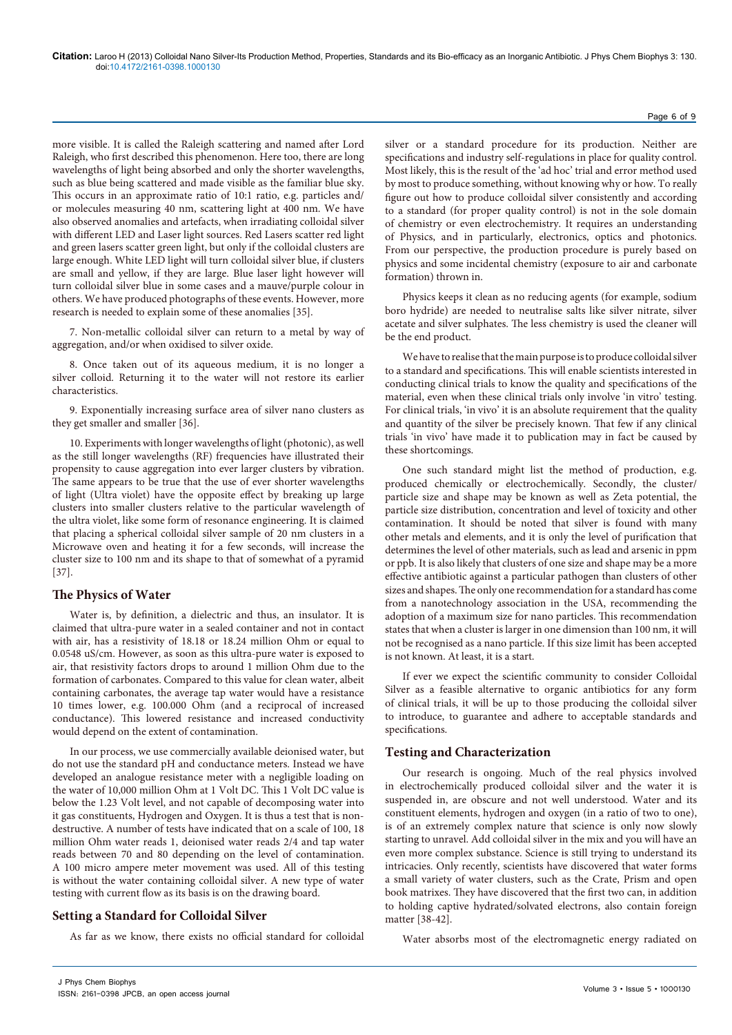more visible. It is called the Raleigh scattering and named after Lord Raleigh, who first described this phenomenon. Here too, there are long wavelengths of light being absorbed and only the shorter wavelengths, such as blue being scattered and made visible as the familiar blue sky. This occurs in an approximate ratio of 10:1 ratio, e.g. particles and/or molecules measuring 40 nm, scattering light at 400 nm. We have also observed anomalies and artefacts, when irradiating colloidal silver with different LED and Laser light sources. Red Lasers scatter red light and green lasers scatter green light, but only if the colloidal clusters are large enough. White LED light will turn colloidal silver blue, if clusters are small and yellow, if they are large. Blue laser light however will turn colloidal silver blue in some cases and a mauve/purple colour in others. We have produced photographs of these events. However, more research is needed to explain some of these anomalies [35].

7. Non-metallic colloidal silver can return to a metal by way of aggregation, and/or when oxidised to silver oxide.

8. Once taken out of its aqueous medium, it is no longer a silver colloid. Returning it to the water will not restore its earlier characteristics.

9. Exponentially increasing surface area of silver nano clusters as they get smaller and smaller [36].

10. Experiments with longer wavelengths of light (photonic), as well as the still longer wavelengths (RF) frequencies have illustrated their propensity to cause aggregation into ever larger clusters by vibration. The same appears to be true that the use of ever shorter wavelengths of light (Ultra violet) have the opposite effect by breaking up large clusters into smaller clusters relative to the particular wavelength of the ultra violet, like some form of resonance engineering. It is claimed that placing a spherical colloidal silver sample of 20 nm clusters in a Microwave oven and heating it for a few seconds, will increase the cluster size to 100 nm and its shape to that of somewhat of a pyramid [37].

## The Physics of Water

Water is, by definition, a dielectric and thus, an insulator. It is claimed that ultra-pure water in a sealed container and not in contact with air, has a resistivity of 18.18 or 18.24 million Ohm or equal to 0.0548 uS/cm. However, as soon as this ultra-pure water is exposed to air, that resistivity factors drops to around 1 million Ohm due to the formation of carbonates. Compared to this value for clean water, albeit containing carbonates, the average tap water would have a resistance 10 times lower, e.g. 100.000 Ohm (and a reciprocal of increased conductance). This lowered resistance and increased conductivity would depend on the extent of contamination.

In our process, we use commercially available deionised water, but do not use the standard pH and conductance meters. Instead we have developed an analogue resistance meter with a negligible loading on the water of 10,000 million Ohm at 1 Volt DC. This 1 Volt DC value is below the 1.23 Volt level, and not capable of decomposing water into it gas constituents, Hydrogen and Oxygen. It is thus a test that is non-destructive. A number of tests have indicated that on a scale of 100, 18 million Ohm water reads 1, deionised water reads 2/4 and tap water reads between 70 and 80 depending on the level of contamination. A 100 micro ampere meter movement was used. All of this testing is without the water containing colloidal silver. A new type of water testing with current flow as its basis is on the drawing board.

## Setting a Standard for Colloidal Silver

As far as we know, there exists no official standard for colloidal silver or a standard procedure for its production. Neither are specifications and industry self-regulations in place for quality control. Most likely, this is the result of the 'ad hoc' trial and error method used by most to produce something, without knowing why or how. To really figure out how to produce colloidal silver consistently and according to a standard (for proper quality control) is not in the sole domain of chemistry or even electrochemistry. It requires an understanding of Physics, and in particularly, electronics, optics and photonics. From our perspective, the production procedure is purely based on physics and some incidental chemistry (exposure to air and carbonate formation) thrown in.

Physics keeps it clean as no reducing agents (for example, sodium boro hydride) are needed to neutralise salts like silver nitrate, silver acetate and silver sulphates. The less chemistry is used the cleaner will be the end product.

We have to realise that the main purpose is to produce colloidal silver to a standard and specifications. This will enable scientists interested in conducting clinical trials to know the quality and specifications of the material, even when these clinical trials only involve 'in vitro' testing. For clinical trials, 'in vivo' it is an absolute requirement that the quality and quantity of the silver be precisely known. That few if any clinical trials 'in vivo' have made it to publication may in fact be caused by these shortcomings.

One such standard might list the method of production, e.g. produced chemically or electrochemically. Secondly, the cluster/particle size and shape may be known as well as Zeta potential, the particle size distribution, concentration and level of toxicity and other contamination. It should be noted that silver is found with many other metals and elements, and it is only the level of purification that determines the level of other materials, such as lead and arsenic in ppm or ppb. It is also likely that clusters of one size and shape may be a more effective antibiotic against a particular pathogen than clusters of other sizes and shapes. The only one recommendation for a standard has come from a nanotechnology association in the USA, recommending the adoption of a maximum size for nano particles. This recommendation states that when a cluster is larger in one dimension than 100 nm, it will not be recognised as a nano particle. If this size limit has been accepted is not known. At least, it is a start.

If ever we expect the scientific community to consider Colloidal Silver as a feasible alternative to organic antibiotics for any form of clinical trials, it will be up to those producing the colloidal silver to introduce, to guarantee and adhere to acceptable standards and specifications.

## Testing and Characterization

Our research is ongoing. Much of the real physics involved in electrochemically produced colloidal silver and the water it is suspended in, are obscure and not well understood. Water and its constituent elements, hydrogen and oxygen (in a ratio of two to one), is of an extremely complex nature that science is only now slowly starting to unravel. Add colloidal silver in the mix and you will have an even more complex substance. Science is still trying to understand its intricacies. Only recently, scientists have discovered that water forms a small variety of water clusters, such as the Crate, Prism and open book matrixes. They have discovered that the first two can, in addition to holding captive hydrated/solvated electrons, also contain foreign matter [38-42].

Water absorbs most of the electromagnetic energy radiated on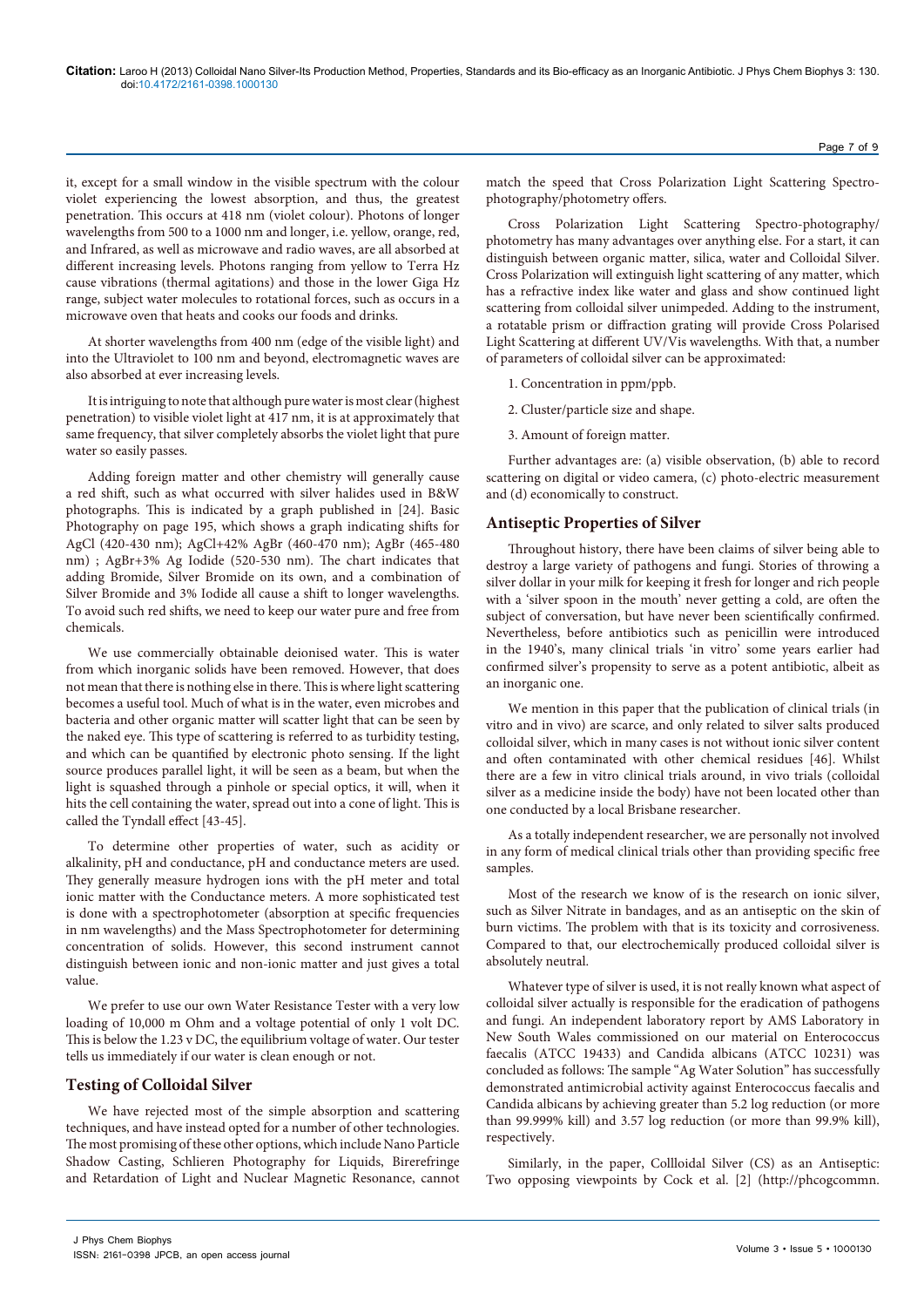it, except for a small window in the visible spectrum with the colour violet experiencing the lowest absorption, and thus, the greatest penetration. This occurs at 418 nm (violet colour). Photons of longer wavelengths from 500 to a 1000 nm and longer, i.e. yellow, orange, red, and Infrared, as well as microwave and radio waves, are all absorbed at different increasing levels. Photons ranging from yellow to Terra Hz cause vibrations (thermal agitations) and those in the lower Giga Hz range, subject water molecules to rotational forces, such as occurs in a microwave oven that heats and cooks our foods and drinks.

At shorter wavelengths from 400 nm (edge of the visible light) and into the Ultraviolet to 100 nm and beyond, electromagnetic waves are also absorbed at ever increasing levels.

It is intriguing to note that although pure water is most clear (highest penetration) to visible violet light at 417 nm, it is at approximately that same frequency, that silver completely absorbs the violet light that pure water so easily passes.

Adding foreign matter and other chemistry will generally cause a red shift, such as what occurred with silver halides used in B&W photographs. This is indicated by a graph published in [24]. Basic Photography on page 195, which shows a graph indicating shifts for AgCl (420-430 nm); AgCl+42% AgBr (460-470 nm); AgBr (465-480 nm) ; AgBr+3% Ag Iodide (520-530 nm). The chart indicates that adding Bromide, Silver Bromide on its own, and a combination of Silver Bromide and 3% Iodide all cause a shift to longer wavelengths. To avoid such red shifts, we need to keep our water pure and free from chemicals.

We use commercially obtainable deionised water. This is water from which inorganic solids have been removed. However, that does not mean that there is nothing else in there. This is where light scattering becomes a useful tool. Much of what is in the water, even microbes and bacteria and other organic matter will scatter light that can be seen by the naked eye. This type of scattering is referred to as turbidity testing, and which can be quantified by electronic photo sensing. If the light source produces parallel light, it will be seen as a beam, but when the light is squashed through a pinhole or special optics, it will, when it hits the cell containing the water, spread out into a cone of light. This is called the Tyndall effect [43-45].

To determine other properties of water, such as acidity or alkalinity, pH and conductance, pH and conductance meters are used. They generally measure hydrogen ions with the pH meter and total ionic matter with the Conductance meters. A more sophisticated test is done with a spectrophotometer (absorption at specific frequencies in nm wavelengths) and the Mass Spectrophotometer for determining concentration of solids. However, this second instrument cannot distinguish between ionic and non-ionic matter and just gives a total value.

We prefer to use our own Water Resistance Tester with a very low loading of 10,000 m Ohm and a voltage potential of only 1 volt DC. This is below the 1.23 v DC, the equilibrium voltage of water. Our tester tells us immediately if our water is clean enough or not.

## Testing of Colloidal Silver

We have rejected most of the simple absorption and scattering techniques, and have instead opted for a number of other technologies. The most promising of these other options, which include Nano Particle Shadow Casting, Schlieren Photography for Liquids, Birerefringe and Retardation of Light and Nuclear Magnetic Resonance, cannot match the speed that Cross Polarization Light Scattering Spectro-photography/photometry offers.

Cross Polarization Light Scattering Spectro-photography/photometry has many advantages over anything else. For a start, it can distinguish between organic matter, silica, water and Colloidal Silver. Cross Polarization will extinguish light scattering of any matter, which has a refractive index like water and glass and show continued light scattering from colloidal silver unimpeded. Adding to the instrument, a rotatable prism or diffraction grating will provide Cross Polarised Light Scattering at different UV/Vis wavelengths. With that, a number of parameters of colloidal silver can be approximated:

1. Concentration in ppm/ppb.
2. Cluster/particle size and shape.
3. Amount of foreign matter.

Further advantages are: (a) visible observation, (b) able to record scattering on digital or video camera, (c) photo-electric measurement and (d) economically to construct.

## Antiseptic Properties of Silver

Throughout history, there have been claims of silver being able to destroy a large variety of pathogens and fungi. Stories of throwing a silver dollar in your milk for keeping it fresh for longer and rich people with a 'silver spoon in the mouth' never getting a cold, are often the subject of conversation, but have never been scientifically confirmed. Nevertheless, before antibiotics such as penicillin were introduced in the 1940's, many clinical trials 'in vitro' some years earlier had confirmed silver's propensity to serve as a potent antibiotic, albeit as an inorganic one.

We mention in this paper that the publication of clinical trials (in vitro and in vivo) are scarce, and only related to silver salts produced colloidal silver, which in many cases is not without ionic silver content and often contaminated with other chemical residues [46]. Whilst there are a few in vitro clinical trials around, in vivo trials (colloidal silver as a medicine inside the body) have not been located other than one conducted by a local Brisbane researcher.

As a totally independent researcher, we are personally not involved in any form of medical clinical trials other than providing specific free samples.

Most of the research we know of is the research on ionic silver, such as Silver Nitrate in bandages, and as an antiseptic on the skin of burn victims. The problem with that is its toxicity and corrosiveness. Compared to that, our electrochemically produced colloidal silver is absolutely neutral.

Whatever type of silver is used, it is not really known what aspect of colloidal silver actually is responsible for the eradication of pathogens and fungi. An independent laboratory report by AMS Laboratory in New South Wales commissioned on our material on Enterococcus faecalis (ATCC 19433) and Candida albicans (ATCC 10231) was concluded as follows: The sample "Ag Water Solution" has successfully demonstrated antimicrobial activity against Enterococcus faecalis and Candida albicans by achieving greater than 5.2 log reduction (or more than 99.999% kill) and 3.57 log reduction (or more than 99.9% kill), respectively.

Similarly, in the paper, Collloidal Silver (CS) as an Antiseptic: Two opposing viewpoints by Cock et al. [2] (http://phcogcommn.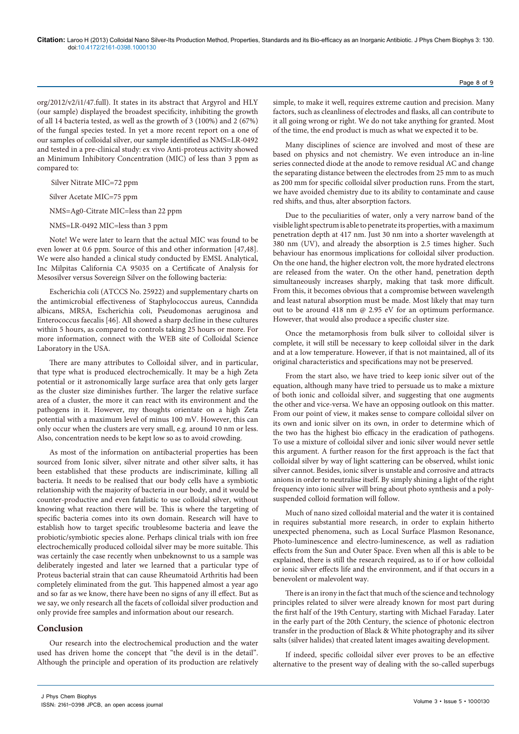org/2012/v2/i1/47.full). It states in its abstract that Argyrol and HLY (our sample) displayed the broadest specificity, inhibiting the growth of all 14 bacteria tested, as well as the growth of 3 (100%) and 2 (67%) of the fungal species tested. In yet a more recent report on a one of our samples of colloidal silver, our sample identified as NMS=LR-0492 and tested in a pre-clinical study: ex vivo Anti-proteus activity showed an Minimum Inhibitory Concentration (MIC) of less than 3 ppm as compared to:

Silver Nitrate MIC=72 ppm

Silver Acetate MIC=75 ppm

NMS=Ag0-Citrate MIC=less than 22 ppm

NMS=LR-0492 MIC=less than 3 ppm

Note! We were later to learn that the actual MIC was found to be even lower at 0.6 ppm. Source of this and other information [47,48]. We were also handed a clinical study conducted by EMSL Analytical, Inc Milpitas California CA 95035 on a Certificate of Analysis for Mesosilver versus Sovereign Silver on the following bacteria:

Escherichia coli (ATCCS No. 25922) and supplementary charts on the antimicrobial effectiveness of Staphylococcus aureus, Canndida albicans, MRSA, Escherichia coli, Pseudomonas aeruginosa and Enterococcus faecalis [46]. All showed a sharp decline in these cultures within 5 hours, as compared to controls taking 25 hours or more. For more information, connect with the WEB site of Colloidal Science Laboratory in the USA.

There are many attributes to Colloidal silver, and in particular, that type what is produced electrochemically. It may be a high Zeta potential or it astronomically large surface area that only gets larger as the cluster size diminishes further. The larger the relative surface area of a cluster, the more it can react with its environment and the pathogens in it. However, my thoughts orientate on a high Zeta potential with a maximum level of minus 100 mV. However, this can only occur when the clusters are very small, e.g. around 10 nm or less. Also, concentration needs to be kept low so as to avoid crowding.

As most of the information on antibacterial properties has been sourced from Ionic silver, silver nitrate and other silver salts, it has been established that these products are indiscriminate, killing all bacteria. It needs to be realised that our body cells have a symbiotic relationship with the majority of bacteria in our body, and it would be counter-productive and even fatalistic to use colloidal silver, without knowing what reaction there will be. This is where the targeting of specific bacteria comes into its own domain. Research will have to establish how to target specific troublesome bacteria and leave the probiotic/symbiotic species alone. Perhaps clinical trials with ion free electrochemically produced colloidal silver may be more suitable. This was certainly the case recently when unbeknownst to us a sample was deliberately ingested and later we learned that a particular type of Proteus bacterial strain that can cause Rheumatoid Arthritis had been completely eliminated from the gut. This happened almost a year ago and so far as we know, there have been no signs of any ill effect. But as we say, we only research all the facets of colloidal silver production and only provide free samples and information about our research.

## Conclusion

Our research into the electrochemical production and the water used has driven home the concept that "the devil is in the detail". Although the principle and operation of its production are relatively simple, to make it well, requires extreme caution and precision. Many factors, such as cleanliness of electrodes and flasks, all can contribute to it all going wrong or right. We do not take anything for granted. Most of the time, the end product is much as what we expected it to be.

Many disciplines of science are involved and most of these are based on physics and not chemistry. We even introduce an in-line series connected diode at the anode to remove residual AC and change the separating distance between the electrodes from 25 mm to as much as 200 mm for specific colloidal silver production runs. From the start, we have avoided chemistry due to its ability to contaminate and cause red shifts, and thus, alter absorption factors.

Due to the peculiarities of water, only a very narrow band of the visible light spectrum is able to penetrate its properties, with a maximum penetration depth at 417 nm. Just 30 nm into a shorter wavelength at 380 nm (UV), and already the absorption is 2.5 times higher. Such behaviour has enormous implications for colloidal silver production. On the one hand, the higher electron volt, the more hydrated electrons are released from the water. On the other hand, penetration depth simultaneously increases sharply, making that task more difficult. From this, it becomes obvious that a compromise between wavelength and least natural absorption must be made. Most likely that may turn out to be around 418 nm @ 2.95 eV for an optimum performance. However, that would also produce a specific cluster size.

Once the metamorphosis from bulk silver to colloidal silver is complete, it will still be necessary to keep colloidal silver in the dark and at a low temperature. However, if that is not maintained, all of its original characteristics and specifications may not be preserved.

From the start also, we have tried to keep ionic silver out of the equation, although many have tried to persuade us to make a mixture of both ionic and colloidal silver, and suggesting that one augments the other and vice-versa. We have an opposing outlook on this matter. From our point of view, it makes sense to compare colloidal silver on its own and ionic silver on its own, in order to determine which of the two has the highest bio efficacy in the eradication of pathogens. To use a mixture of colloidal silver and ionic silver would never settle this argument. A further reason for the first approach is the fact that colloidal silver by way of light scattering can be observed, whilst ionic silver cannot. Besides, ionic silver is unstable and corrosive and attracts anions in order to neutralise itself. By simply shining a light of the right frequency into ionic silver will bring about photo synthesis and a poly-suspended colloid formation will follow.

Much of nano sized colloidal material and the water it is contained in requires substantial more research, in order to explain hitherto unexpected phenomena, such as Local Surface Plasmon Resonance, Photo-luminescence and electro-luminescence, as well as radiation effects from the Sun and Outer Space. Even when all this is able to be explained, there is still the research required, as to if or how colloidal or ionic silver effects life and the environment, and if that occurs in a benevolent or malevolent way.

There is an irony in the fact that much of the science and technology principles related to silver were already known for most part during the first half of the 19th Century, starting with Michael Faraday. Later in the early part of the 20th Century, the science of photonic electron transfer in the production of Black & White photography and its silver salts (silver halides) that created latent images awaiting development.

If indeed, specific colloidal silver ever proves to be an effective alternative to the present way of dealing with the so-called superbugs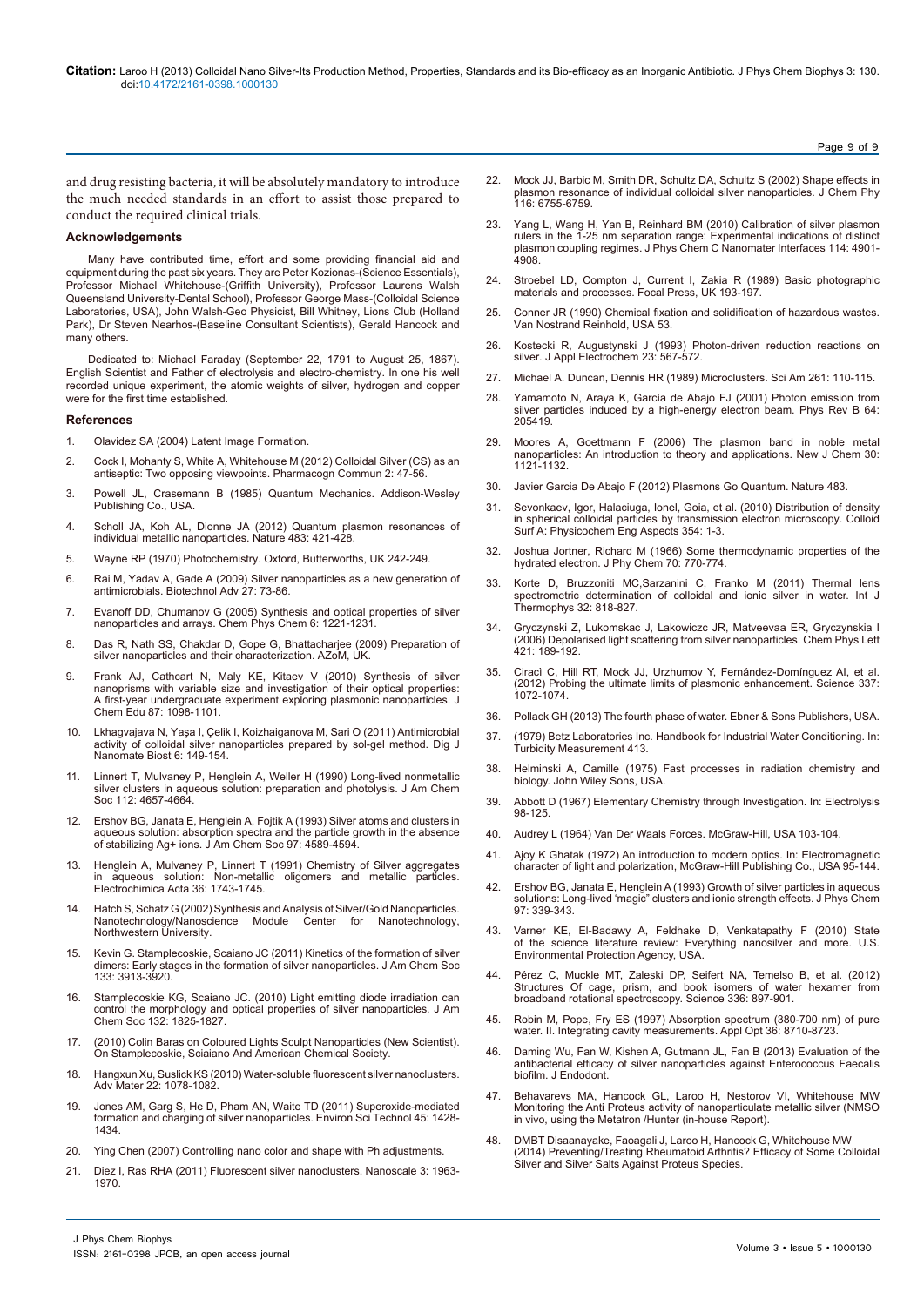and drug resisting bacteria, it will be absolutely mandatory to introduce the much needed standards in an effort to assist those prepared to conduct the required clinical trials.

### Acknowledgements

Many have contributed time, effort and some providing financial aid and equipment during the past six years. They are Peter Kozionas-(Science Essentials), Professor Michael Whitehouse-(Griffith University), Professor Laurens Walsh Queensland University-Dental School), Professor George Mass-(Colloidal Science Laboratories, USA), John Walsh-Geo Physicist, Bill Whitney, Lions Club (Holland Park), Dr Steven Nearhos-(Baseline Consultant Scientists), Gerald Hancock and many others.

Dedicated to: Michael Faraday (September 22, 1791 to August 25, 1867). English Scientist and Father of electrolysis and electro-chemistry. In one his well recorded unique experiment, the atomic weights of silver, hydrogen and copper were for the first time established.

### References

1. Olavidez SA (2004) Latent Image Formation.
2. Cock I, Mohanty S, White A, Whitehouse M (2012) Colloidal Silver (CS) as an antiseptic: Two opposing viewpoints. Pharmacogn Commun 2: 47-56.
3. Powell JL, Crasemann B (1985) Quantum Mechanics. Addison-Wesley Publishing Co., USA.
4. Scholl JA, Koh AL, Dionne JA (2012) Quantum plasmon resonances of individual metallic nanoparticles. Nature 483: 421-428.
5. Wayne RP (1970) Photochemistry. Oxford, Butterworths, UK 242-249.
6. Rai M, Yadav A, Gade A (2009) Silver nanoparticles as a new generation of antimicrobials. Biotechnol Adv 27: 73-86.
7. Evanoff DD, Chumanov G (2005) Synthesis and optical properties of silver nanoparticles and arrays. Chem Phys Chem 6: 1221-1231.
8. Das R, Nath SS, Chakdar D, Gope G, Bhattacharjee (2009) Preparation of silver nanoparticles and their characterization. AZoM, UK.
9. Frank AJ, Cathcart N, Maly KE, Kitaev V (2010) Synthesis of silver nanoprisms with variable size and investigation of their optical properties: A first-year undergraduate experiment exploring plasmonic nanoparticles. J Chem Edu 87: 1098-1101.
10. Lkhagvajava N, Yaşa I, Çelik I, Koizhaiganova M, Sari O (2011) Antimicrobial activity of colloidal silver nanoparticles prepared by sol-gel method. Dig J Nanomate Biost 6: 149-154.
11. Linnert T, Mulvaney P, Henglein A, Weller H (1990) Long-lived nonmetallic silver clusters in aqueous solution: preparation and photolysis. J Am Chem Soc 112: 4657-4664.
12. Ershov BG, Janata E, Henglein A, Fojtik A (1993) Silver atoms and clusters in aqueous solution: absorption spectra and the particle growth in the absence of stabilizing Ag+ ions. J Am Chem Soc 97: 4589-4594.
13. Henglein A, Mulvaney P, Linnert T (1991) Chemistry of Silver aggregates in aqueous solution: Non-metallic oligomers and metallic particles. Electrochimica Acta 36: 1743-1745.
14. Hatch S, Schatz G (2002) Synthesis and Analysis of Silver/Gold Nanoparticles. Nanotechnology/Nanoscience Module Center for Nanotechnology, Northwestern University.
15. Kevin G. Stamplecoskie, Scaiano JC (2011) Kinetics of the formation of silver dimers: Early stages in the formation of silver nanoparticles. J Am Chem Soc 133: 3913-3920.
16. Stamplecoskie KG, Scaiano JC. (2010) Light emitting diode irradiation can control the morphology and optical properties of silver nanoparticles. J Am Chem Soc 132: 1825-1827.
17. (2010) Colin Baras on Coloured Lights Sculpt Nanoparticles (New Scientist). On Stamplecoskie, Sciaiano And American Chemical Society.
18. Hangxun Xu, Suslick KS (2010) Water-soluble fluorescent silver nanoclusters. Adv Mater 22: 1078-1082.
19. Jones AM, Garg S, He D, Pham AN, Waite TD (2011) Superoxide-mediated formation and charging of silver nanoparticles. Environ Sci Technol 45: 1428-1434.
20. Ying Chen (2007) Controlling nano color and shape with Ph adjustments.
21. Diez I, Ras RHA (2011) Fluorescent silver nanoclusters. Nanoscale 3: 1963-1970.
22. Mock JJ, Barbic M, Smith DR, Schultz DA, Schultz S (2002) Shape effects in plasmon resonance of individual colloidal silver nanoparticles. J Chem Phy 116: 6755-6759.
23. Yang L, Wang H, Yan B, Reinhard BM (2010) Calibration of silver plasmon rulers in the 1-25 nm separation range: Experimental indications of distinct plasmon coupling regimes. J Phys Chem C Nanomater Interfaces 114: 4901-4908.
24. Stroebel LD, Compton J, Current I, Zakia R (1989) Basic photographic materials and processes. Focal Press, UK 193-197.
25. Conner JR (1990) Chemical fixation and solidification of hazardous wastes. Van Nostrand Reinhold, USA 53.
26. Kostecki R, Augustynski J (1993) Photon-driven reduction reactions on silver. J Appl Electrochem 23: 567-572.
27. Michael A. Duncan, Dennis HR (1989) Microclusters. Sci Am 261: 110-115.
28. Yamamoto N, Araya K, García de Abajo FJ (2001) Photon emission from silver particles induced by a high-energy electron beam. Phys Rev B 64: 205419.
29. Moores A, Goettmann F (2006) The plasmon band in noble metal nanoparticles: An introduction to theory and applications. New J Chem 30: 1121-1132.
30. Javier Garcia De Abajo F (2012) Plasmons Go Quantum. Nature 483.
31. Sevonkaev, Igor, Halaciuga, Ionel, Goia, et al. (2010) Distribution of density in spherical colloidal particles by transmission electron microscopy. Colloid Surf A: Physicochem Eng Aspects 354: 1-3.
32. Joshua Jortner, Richard M (1966) Some thermodynamic properties of the hydrated electron. J Phy Chem 70: 770-774.
33. Korte D, Bruzzoniti MC,Sarzanini C, Franko M (2011) Thermal lens spectrometric determination of colloidal and ionic silver in water. Int J Thermophys 32: 818-827.
34. Gryczynski Z, Lukomskac J, Lakowiczc JR, Matveevaa ER, Gryczynskia I (2006) Depolarised light scattering from silver nanoparticles. Chem Phys Lett 421: 189-192.
35. Ciracì C, Hill RT, Mock JJ, Urzhumov Y, Fernández-Domínguez AI, et al. (2012) Probing the ultimate limits of plasmonic enhancement. Science 337: 1072-1074.
36. Pollack GH (2013) The fourth phase of water. Ebner & Sons Publishers, USA.
37. (1979) Betz Laboratories Inc. Handbook for Industrial Water Conditioning. In: Turbidity Measurement 413.
38. Helminski A, Camille (1975) Fast processes in radiation chemistry and biology. John Wiley Sons, USA.
39. Abbott D (1967) Elementary Chemistry through Investigation. In: Electrolysis 98-125.
40. Audrey L (1964) Van Der Waals Forces. McGraw-Hill, USA 103-104.
41. Ajoy K Ghatak (1972) An introduction to modern optics. In: Electromagnetic character of light and polarization, McGraw-Hill Publishing Co., USA 95-144.
42. Ershov BG, Janata E, Henglein A (1993) Growth of silver particles in aqueous solutions: Long-lived 'magic' clusters and ionic strength effects. J Phys Chem 97: 339-343.
43. Varner KE, El-Badawy A, Feldhake D, Venkatapathy F (2010) State of the science literature review: Everything nanosilver and more. U.S. Environmental Protection Agency, USA.
44. Pérez C, Muckle MT, Zaleski DP, Seifert NA, Temelso B, et al. (2012) Structures Of cage, prism, and book isomers of water hexamer from broadband rotational spectroscopy. Science 336: 897-901.
45. Robin M, Pope, Fry ES (1997) Absorption spectrum (380-700 nm) of pure water. II. Integrating cavity measurements. Appl Opt 36: 8710-8723.
46. Daming Wu, Fan W, Kishen A, Gutmann JL, Fan B (2013) Evaluation of the antibacterial efficacy of silver nanoparticles against Enterococcus Faecalis biofilm. J Endodont.
47. Behavaress MA, Hancock GL, Laroo H, Nestorov VI, Whitehouse MW Monitoring the Anti Proteus activity of nanoparticulate metallic silver (NMSO in vivo, using the Metatron /Hunter (in-house Report).
48. DMBT Disaanayake, Faoagali J, Laroo H, Hancock G, Whitehouse MW (2014) Preventing/Treating Rheumatoid Arthritis? Efficacy of Some Colloidal Silver and Silver Salts Against Proteus Species.